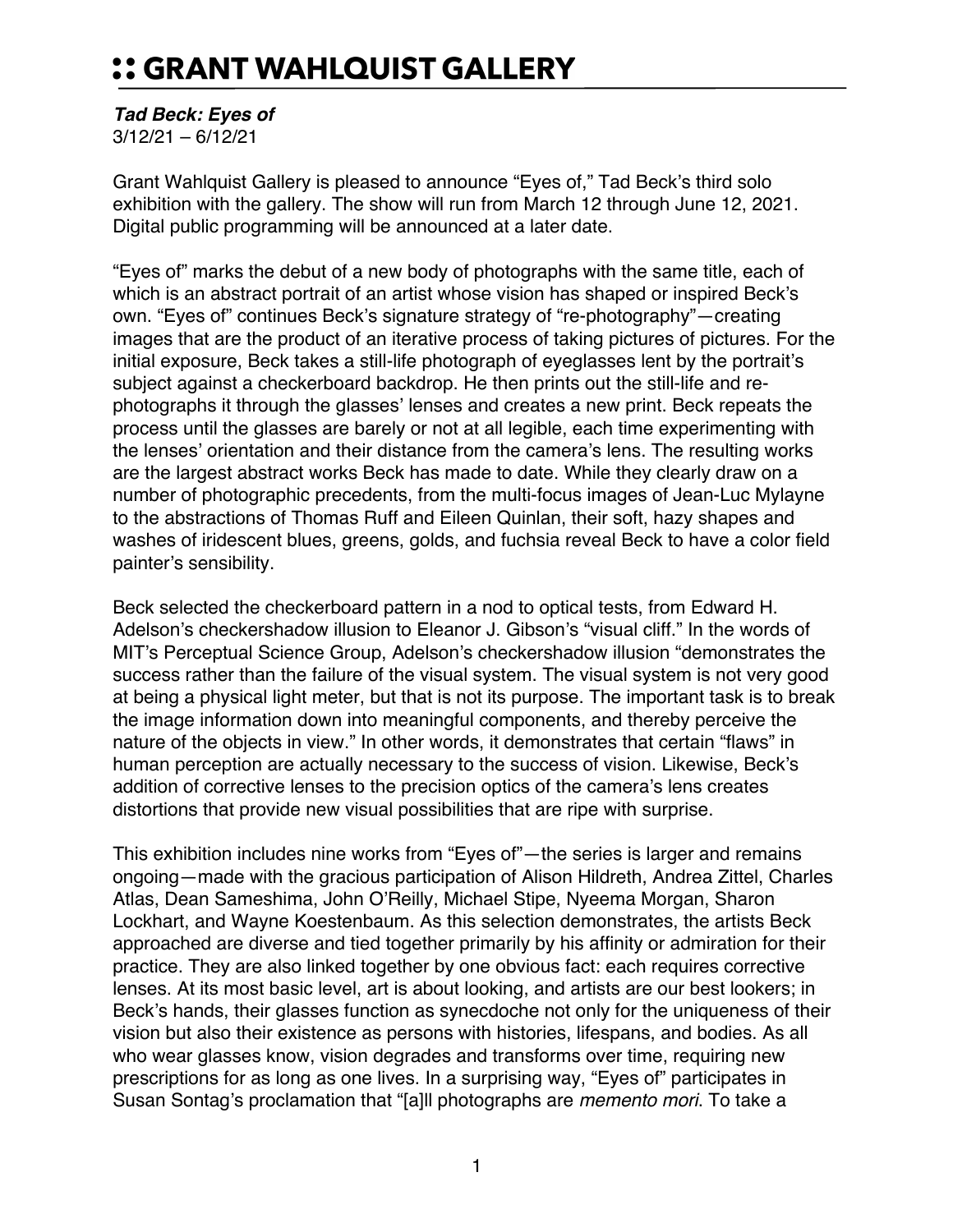# :: GRANT WAHLQUIST GALLERY

***Tad Beck: Eyes of***
3/12/21 – 6/12/21

Grant Wahlquist Gallery is pleased to announce "Eyes of," Tad Beck's third solo exhibition with the gallery. The show will run from March 12 through June 12, 2021. Digital public programming will be announced at a later date.

"Eyes of" marks the debut of a new body of photographs with the same title, each of which is an abstract portrait of an artist whose vision has shaped or inspired Beck's own. "Eyes of" continues Beck's signature strategy of "re-photography"—creating images that are the product of an iterative process of taking pictures of pictures. For the initial exposure, Beck takes a still-life photograph of eyeglasses lent by the portrait's subject against a checkerboard backdrop. He then prints out the still-life and re-photographs it through the glasses' lenses and creates a new print. Beck repeats the process until the glasses are barely or not at all legible, each time experimenting with the lenses' orientation and their distance from the camera's lens. The resulting works are the largest abstract works Beck has made to date. While they clearly draw on a number of photographic precedents, from the multi-focus images of Jean-Luc Mylayne to the abstractions of Thomas Ruff and Eileen Quinlan, their soft, hazy shapes and washes of iridescent blues, greens, golds, and fuchsia reveal Beck to have a color field painter's sensibility.

Beck selected the checkerboard pattern in a nod to optical tests, from Edward H. Adelson's checkershadow illusion to Eleanor J. Gibson's "visual cliff." In the words of MIT's Perceptual Science Group, Adelson's checkershadow illusion "demonstrates the success rather than the failure of the visual system. The visual system is not very good at being a physical light meter, but that is not its purpose. The important task is to break the image information down into meaningful components, and thereby perceive the nature of the objects in view." In other words, it demonstrates that certain "flaws" in human perception are actually necessary to the success of vision. Likewise, Beck's addition of corrective lenses to the precision optics of the camera's lens creates distortions that provide new visual possibilities that are ripe with surprise.

This exhibition includes nine works from "Eyes of"—the series is larger and remains ongoing—made with the gracious participation of Alison Hildreth, Andrea Zittel, Charles Atlas, Dean Sameshima, John O'Reilly, Michael Stipe, Nyeema Morgan, Sharon Lockhart, and Wayne Koestenbaum. As this selection demonstrates, the artists Beck approached are diverse and tied together primarily by his affinity or admiration for their practice. They are also linked together by one obvious fact: each requires corrective lenses. At its most basic level, art is about looking, and artists are our best lookers; in Beck's hands, their glasses function as synecdoche not only for the uniqueness of their vision but also their existence as persons with histories, lifespans, and bodies. As all who wear glasses know, vision degrades and transforms over time, requiring new prescriptions for as long as one lives. In a surprising way, "Eyes of" participates in Susan Sontag's proclamation that "[a]ll photographs are *memento mori*. To take a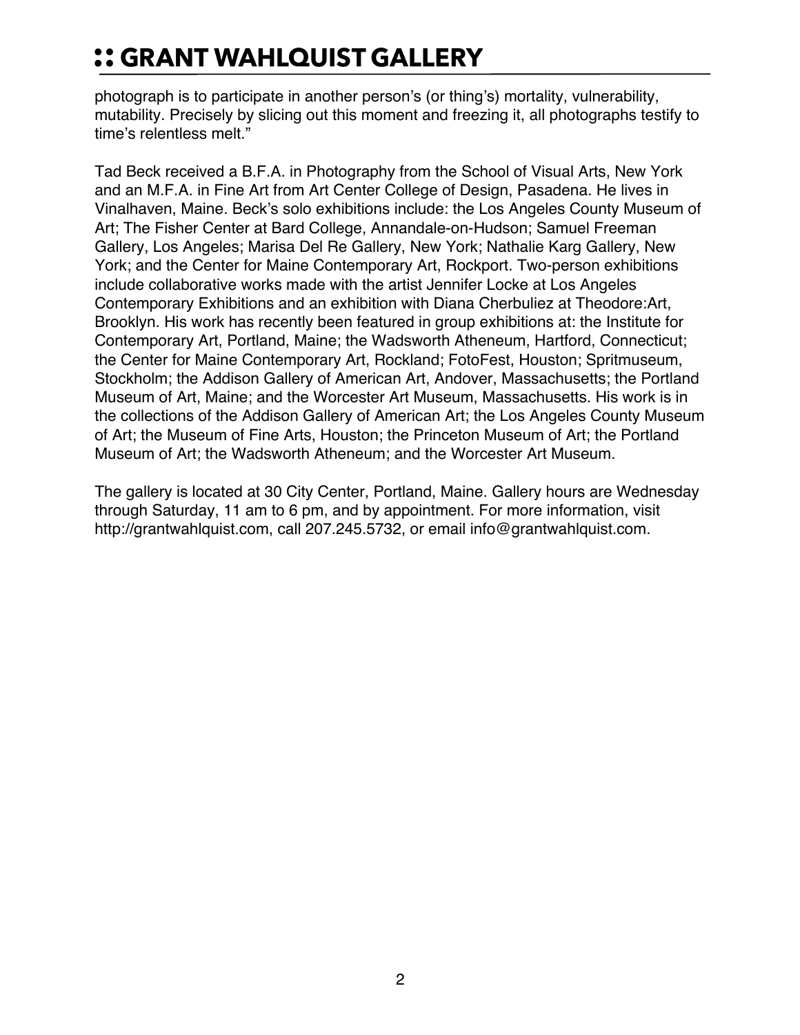photograph is to participate in another person's (or thing's) mortality, vulnerability, mutability. Precisely by slicing out this moment and freezing it, all photographs testify to time's relentless melt."

Tad Beck received a B.F.A. in Photography from the School of Visual Arts, New York and an M.F.A. in Fine Art from Art Center College of Design, Pasadena. He lives in Vinalhaven, Maine. Beck's solo exhibitions include: the Los Angeles County Museum of Art; The Fisher Center at Bard College, Annandale-on-Hudson; Samuel Freeman Gallery, Los Angeles; Marisa Del Re Gallery, New York; Nathalie Karg Gallery, New York; and the Center for Maine Contemporary Art, Rockport. Two-person exhibitions include collaborative works made with the artist Jennifer Locke at Los Angeles Contemporary Exhibitions and an exhibition with Diana Cherbuliez at Theodore:Art, Brooklyn. His work has recently been featured in group exhibitions at: the Institute for Contemporary Art, Portland, Maine; the Wadsworth Atheneum, Hartford, Connecticut; the Center for Maine Contemporary Art, Rockland; FotoFest, Houston; Spritmuseum, Stockholm; the Addison Gallery of American Art, Andover, Massachusetts; the Portland Museum of Art, Maine; and the Worcester Art Museum, Massachusetts. His work is in the collections of the Addison Gallery of American Art; the Los Angeles County Museum of Art; the Museum of Fine Arts, Houston; the Princeton Museum of Art; the Portland Museum of Art; the Wadsworth Atheneum; and the Worcester Art Museum.

The gallery is located at 30 City Center, Portland, Maine. Gallery hours are Wednesday through Saturday, 11 am to 6 pm, and by appointment. For more information, visit http://grantwahlquist.com, call 207.245.5732, or email info@grantwahlquist.com.